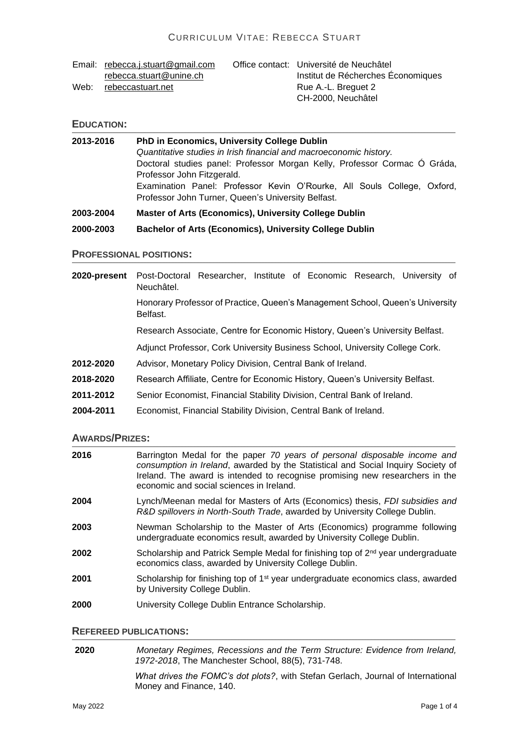# Curriculum Vitae: Rebecca Stuart

Email: rebecca.j.stuart@gmail.com
rebecca.stuart@unine.ch
Web: rebeccastuart.net

Office contact: Université de Neuchâtel
Institut de Récherches Économiques
Rue A.-L. Breguet 2
CH-2000, Neuchâtel

## Education:

**2013-2016** **PhD in Economics, University College Dublin**
*Quantitative studies in Irish financial and macroeconomic history.*
Doctoral studies panel: Professor Morgan Kelly, Professor Cormac Ó Gráda, Professor John Fitzgerald.
Examination Panel: Professor Kevin O'Rourke, All Souls College, Oxford, Professor John Turner, Queen's University Belfast.

**2003-2004** **Master of Arts (Economics), University College Dublin**

**2000-2003** **Bachelor of Arts (Economics), University College Dublin**

## Professional positions:

**2020-present** Post-Doctoral Researcher, Institute of Economic Research, University of Neuchâtel.

Honorary Professor of Practice, Queen's Management School, Queen's University Belfast.

Research Associate, Centre for Economic History, Queen's University Belfast.

Adjunct Professor, Cork University Business School, University College Cork.

**2012-2020** Advisor, Monetary Policy Division, Central Bank of Ireland.

**2018-2020** Research Affiliate, Centre for Economic History, Queen's University Belfast.

**2011-2012** Senior Economist, Financial Stability Division, Central Bank of Ireland.

**2004-2011** Economist, Financial Stability Division, Central Bank of Ireland.

## Awards/Prizes:

**2016** Barrington Medal for the paper *70 years of personal disposable income and consumption in Ireland*, awarded by the Statistical and Social Inquiry Society of Ireland. The award is intended to recognise promising new researchers in the economic and social sciences in Ireland.

**2004** Lynch/Meenan medal for Masters of Arts (Economics) thesis, *FDI subsidies and R&D spillovers in North-South Trade*, awarded by University College Dublin.

**2003** Newman Scholarship to the Master of Arts (Economics) programme following undergraduate economics result, awarded by University College Dublin.

**2002** Scholarship and Patrick Semple Medal for finishing top of 2nd year undergraduate economics class, awarded by University College Dublin.

**2001** Scholarship for finishing top of 1st year undergraduate economics class, awarded by University College Dublin.

**2000** University College Dublin Entrance Scholarship.

## Refereed publications:

**2020** *Monetary Regimes, Recessions and the Term Structure: Evidence from Ireland, 1972-2018*, The Manchester School, 88(5), 731-748.

*What drives the FOMC's dot plots?*, with Stefan Gerlach, Journal of International Money and Finance, 140.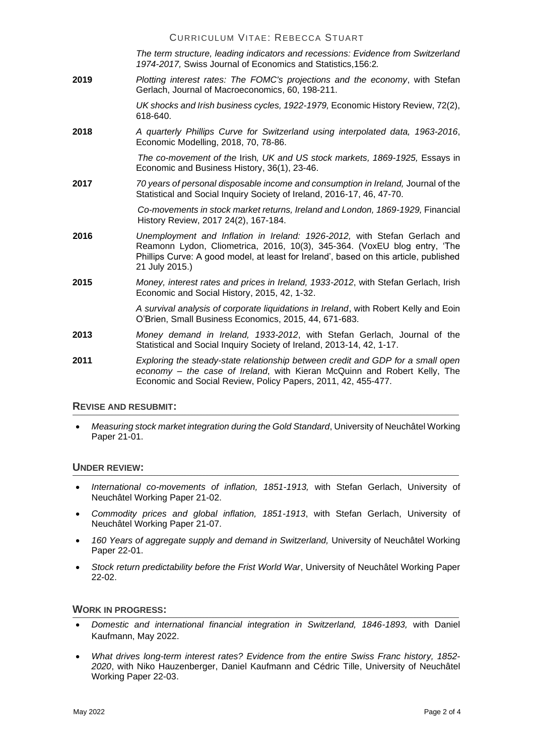| | |
|---|---|
| | *The term structure, leading indicators and recessions: Evidence from Switzerland 1974-2017,* Swiss Journal of Economics and Statistics,156:2. |
| **2019** | *Plotting interest rates: The FOMC's projections and the economy*, with Stefan Gerlach, Journal of Macroeconomics, 60, 198-211. |
| | *UK shocks and Irish business cycles, 1922-1979,* Economic History Review, 72(2), 618-640. |
| **2018** | *A quarterly Phillips Curve for Switzerland using interpolated data, 1963-2016*, Economic Modelling, 2018, 70, 78-86. |
| | *The co-movement of the* Irish*, UK and US stock markets, 1869-1925,* Essays in Economic and Business History, 36(1), 23-46. |
| **2017** | *70 years of personal disposable income and consumption in Ireland,* Journal of the Statistical and Social Inquiry Society of Ireland, 2016-17, 46, 47-70. |
| | *Co-movements in stock market returns, Ireland and London, 1869-1929,* Financial History Review, 2017 24(2), 167-184. |
| **2016** | *Unemployment and Inflation in Ireland: 1926-2012,* with Stefan Gerlach and Reamonn Lydon, Cliometrica, 2016, 10(3), 345-364. (VoxEU blog entry, 'The Phillips Curve: A good model, at least for Ireland', based on this article, published 21 July 2015.) |
| **2015** | *Money, interest rates and prices in Ireland, 1933-2012*, with Stefan Gerlach, Irish Economic and Social History, 2015, 42, 1-32. |
| | *A survival analysis of corporate liquidations in Ireland*, with Robert Kelly and Eoin O'Brien, Small Business Economics, 2015, 44, 671-683. |
| **2013** | *Money demand in Ireland, 1933-2012*, with Stefan Gerlach, Journal of the Statistical and Social Inquiry Society of Ireland, 2013-14, 42, 1-17. |
| **2011** | *Exploring the steady-state relationship between credit and GDP for a small open economy – the case of Ireland*, with Kieran McQuinn and Robert Kelly, The Economic and Social Review, Policy Papers, 2011, 42, 455-477. |

## REVISE AND RESUBMIT:

- *Measuring stock market integration during the Gold Standard*, University of Neuchâtel Working Paper 21-01.

## UNDER REVIEW:

- *International co-movements of inflation, 1851-1913,* with Stefan Gerlach, University of Neuchâtel Working Paper 21-02.
- *Commodity prices and global inflation, 1851-1913*, with Stefan Gerlach, University of Neuchâtel Working Paper 21-07.
- *160 Years of aggregate supply and demand in Switzerland,* University of Neuchâtel Working Paper 22-01.
- *Stock return predictability before the Frist World War*, University of Neuchâtel Working Paper 22-02.

## WORK IN PROGRESS:

- *Domestic and international financial integration in Switzerland, 1846-1893,* with Daniel Kaufmann, May 2022.
- *What drives long-term interest rates? Evidence from the entire Swiss Franc history, 1852-2020*, with Niko Hauzenberger, Daniel Kaufmann and Cédric Tille, University of Neuchâtel Working Paper 22-03.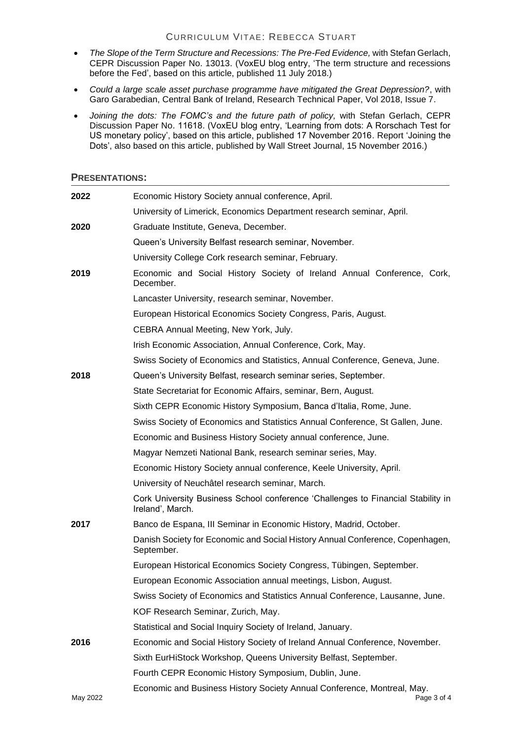- *The Slope of the Term Structure and Recessions: The Pre-Fed Evidence,* with Stefan Gerlach, CEPR Discussion Paper No. 13013. (VoxEU blog entry, 'The term structure and recessions before the Fed', based on this article, published 11 July 2018.)
- *Could a large scale asset purchase programme have mitigated the Great Depression?*, with Garo Garabedian, Central Bank of Ireland, Research Technical Paper, Vol 2018, Issue 7.
- *Joining the dots: The FOMC's and the future path of policy,* with Stefan Gerlach, CEPR Discussion Paper No. 11618. (VoxEU blog entry, 'Learning from dots: A Rorschach Test for US monetary policy', based on this article, published 17 November 2016. Report 'Joining the Dots', also based on this article, published by Wall Street Journal, 15 November 2016.)

## PRESENTATIONS:

**2022**
- Economic History Society annual conference, April.
- University of Limerick, Economics Department research seminar, April.

**2020**
- Graduate Institute, Geneva, December.
- Queen's University Belfast research seminar, November.
- University College Cork research seminar, February.

**2019**
- Economic and Social History Society of Ireland Annual Conference, Cork, December.
- Lancaster University, research seminar, November.
- European Historical Economics Society Congress, Paris, August.
- CEBRA Annual Meeting, New York, July.
- Irish Economic Association, Annual Conference, Cork, May.
- Swiss Society of Economics and Statistics, Annual Conference, Geneva, June.

**2018**
- Queen's University Belfast, research seminar series, September.
- State Secretariat for Economic Affairs, seminar, Bern, August.
- Sixth CEPR Economic History Symposium, Banca d'Italia, Rome, June.
- Swiss Society of Economics and Statistics Annual Conference, St Gallen, June.
- Economic and Business History Society annual conference, June.
- Magyar Nemzeti National Bank, research seminar series, May.
- Economic History Society annual conference, Keele University, April.
- University of Neuchâtel research seminar, March.
- Cork University Business School conference 'Challenges to Financial Stability in Ireland', March.

**2017**
- Banco de Espana, III Seminar in Economic History, Madrid, October.
- Danish Society for Economic and Social History Annual Conference, Copenhagen, September.
- European Historical Economics Society Congress, Tübingen, September.
- European Economic Association annual meetings, Lisbon, August.
- Swiss Society of Economics and Statistics Annual Conference, Lausanne, June.
- KOF Research Seminar, Zurich, May.
- Statistical and Social Inquiry Society of Ireland, January.

**2016**
- Economic and Social History Society of Ireland Annual Conference, November.
- Sixth EurHiStock Workshop, Queens University Belfast, September.
- Fourth CEPR Economic History Symposium, Dublin, June.
- Economic and Business History Society Annual Conference, Montreal, May.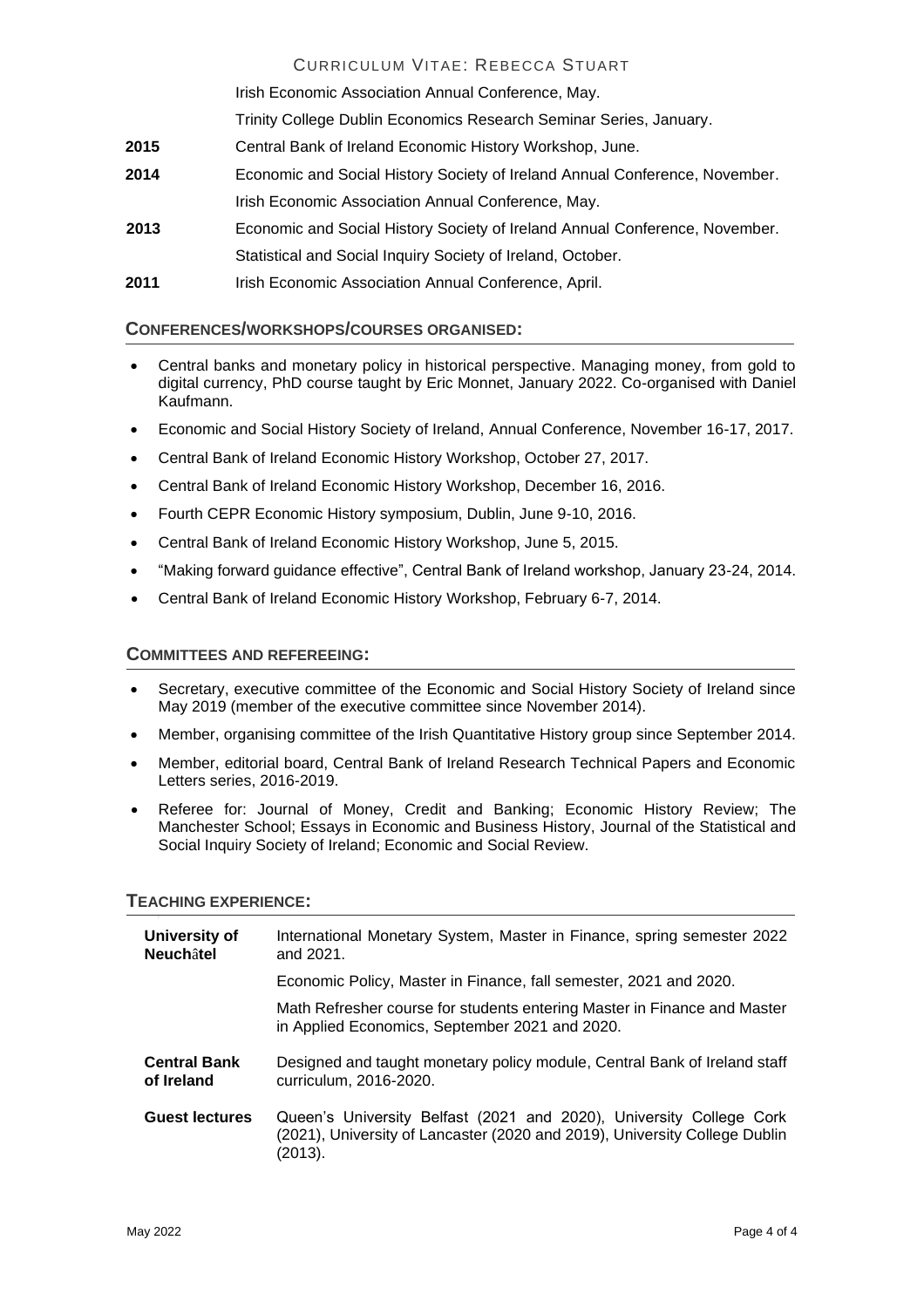| | |
|---|---|
| | Irish Economic Association Annual Conference, May. |
| | Trinity College Dublin Economics Research Seminar Series, January. |
| **2015** | Central Bank of Ireland Economic History Workshop, June. |
| **2014** | Economic and Social History Society of Ireland Annual Conference, November. |
| | Irish Economic Association Annual Conference, May. |
| **2013** | Economic and Social History Society of Ireland Annual Conference, November. |
| | Statistical and Social Inquiry Society of Ireland, October. |
| **2011** | Irish Economic Association Annual Conference, April. |

## CONFERENCES/WORKSHOPS/COURSES ORGANISED:

- Central banks and monetary policy in historical perspective. Managing money, from gold to digital currency, PhD course taught by Eric Monnet, January 2022. Co-organised with Daniel Kaufmann.
- Economic and Social History Society of Ireland, Annual Conference, November 16-17, 2017.
- Central Bank of Ireland Economic History Workshop, October 27, 2017.
- Central Bank of Ireland Economic History Workshop, December 16, 2016.
- Fourth CEPR Economic History symposium, Dublin, June 9-10, 2016.
- Central Bank of Ireland Economic History Workshop, June 5, 2015.
- "Making forward guidance effective", Central Bank of Ireland workshop, January 23-24, 2014.
- Central Bank of Ireland Economic History Workshop, February 6-7, 2014.

## COMMITTEES AND REFEREEING:

- Secretary, executive committee of the Economic and Social History Society of Ireland since May 2019 (member of the executive committee since November 2014).
- Member, organising committee of the Irish Quantitative History group since September 2014.
- Member, editorial board, Central Bank of Ireland Research Technical Papers and Economic Letters series, 2016-2019.
- Referee for: Journal of Money, Credit and Banking; Economic History Review; The Manchester School; Essays in Economic and Business History, Journal of the Statistical and Social Inquiry Society of Ireland; Economic and Social Review.

## TEACHING EXPERIENCE:

| | |
|---|---|
| **University of Neuchâtel** | International Monetary System, Master in Finance, spring semester 2022 and 2021. |
| | Economic Policy, Master in Finance, fall semester, 2021 and 2020. |
| | Math Refresher course for students entering Master in Finance and Master in Applied Economics, September 2021 and 2020. |
| **Central Bank of Ireland** | Designed and taught monetary policy module, Central Bank of Ireland staff curriculum, 2016-2020. |
| **Guest lectures** | Queen's University Belfast (2021 and 2020), University College Cork (2021), University of Lancaster (2020 and 2019), University College Dublin (2013). |

May 2022